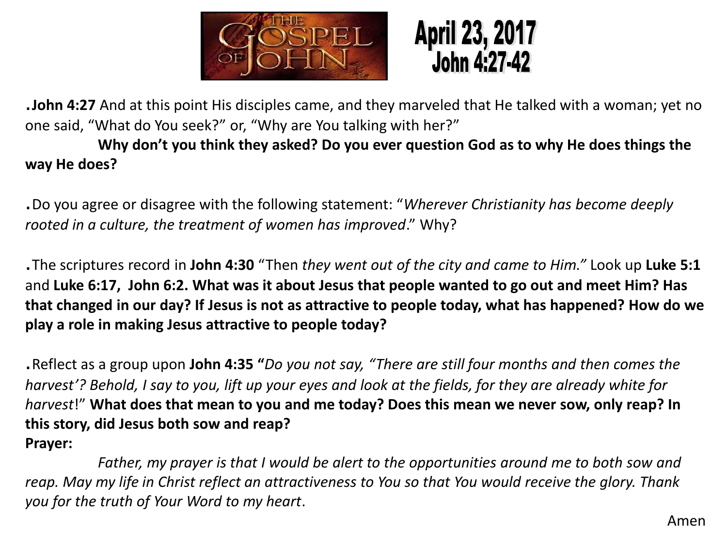# The Gospel of John

## April 23, 2017
## John 4:27-42

.**John 4:27** And at this point His disciples came, and they marveled that He talked with a woman; yet no one said, "What do You seek?" or, "Why are You talking with her?"

**Why don't you think they asked? Do you ever question God as to why He does things the way He does?**

.Do you agree or disagree with the following statement: "*Wherever Christianity has become deeply rooted in a culture, the treatment of women has improved*." Why?

.The scriptures record in **John 4:30** "Then *they went out of the city and came to Him.*" Look up **Luke 5:1** and **Luke 6:17, John 6:2. What was it about Jesus that people wanted to go out and meet Him? Has that changed in our day? If Jesus is not as attractive to people today, what has happened? How do we play a role in making Jesus attractive to people today?**

.Reflect as a group upon **John 4:35 "***Do you not say, "There are still four months and then comes the harvest'? Behold, I say to you, lift up your eyes and look at the fields, for they are already white for harvest*!" **What does that mean to you and me today? Does this mean we never sow, only reap? In this story, did Jesus both sow and reap?**

**Prayer:**

*Father, my prayer is that I would be alert to the opportunities around me to both sow and reap. May my life in Christ reflect an attractiveness to You so that You would receive the glory. Thank you for the truth of Your Word to my heart*.

Amen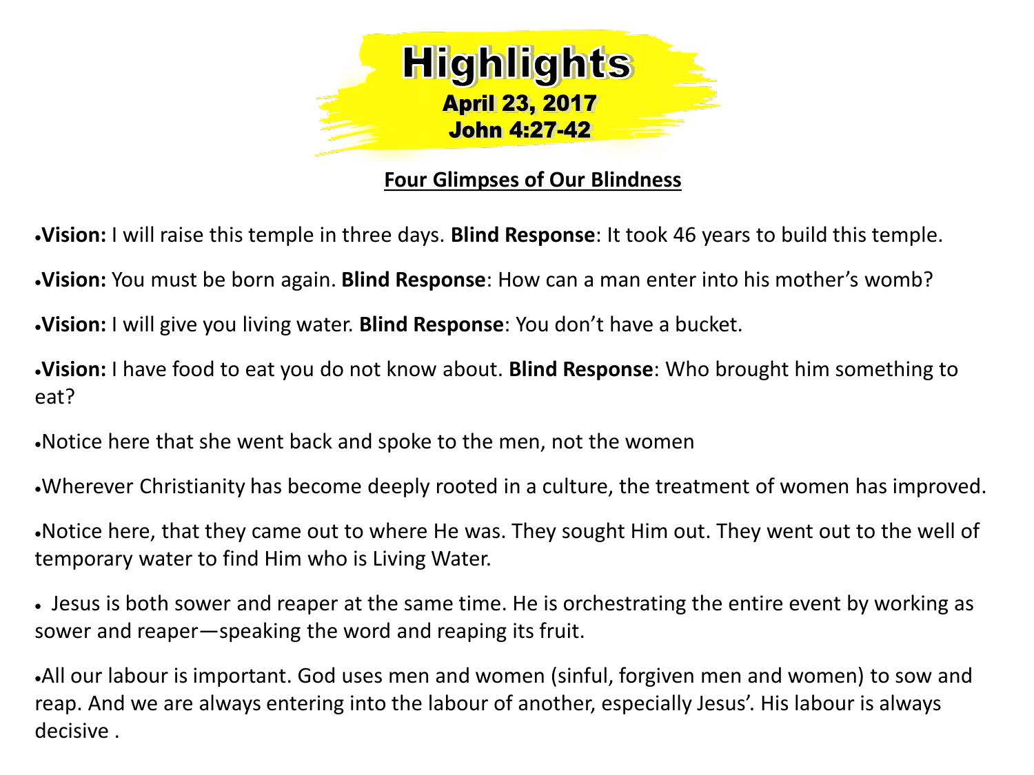# Highlights

**April 23, 2017**

**John 4:27-42**

## Four Glimpses of Our Blindness

- **Vision:** I will raise this temple in three days. **Blind Response**: It took 46 years to build this temple.
- **Vision:** You must be born again. **Blind Response**: How can a man enter into his mother's womb?
- **Vision:** I will give you living water. **Blind Response**: You don't have a bucket.
- **Vision:** I have food to eat you do not know about. **Blind Response**: Who brought him something to eat?
- Notice here that she went back and spoke to the men, not the women
- Wherever Christianity has become deeply rooted in a culture, the treatment of women has improved.
- Notice here, that they came out to where He was. They sought Him out. They went out to the well of temporary water to find Him who is Living Water.
- Jesus is both sower and reaper at the same time. He is orchestrating the entire event by working as sower and reaper—speaking the word and reaping its fruit.
- All our labour is important. God uses men and women (sinful, forgiven men and women) to sow and reap. And we are always entering into the labour of another, especially Jesus'. His labour is always decisive .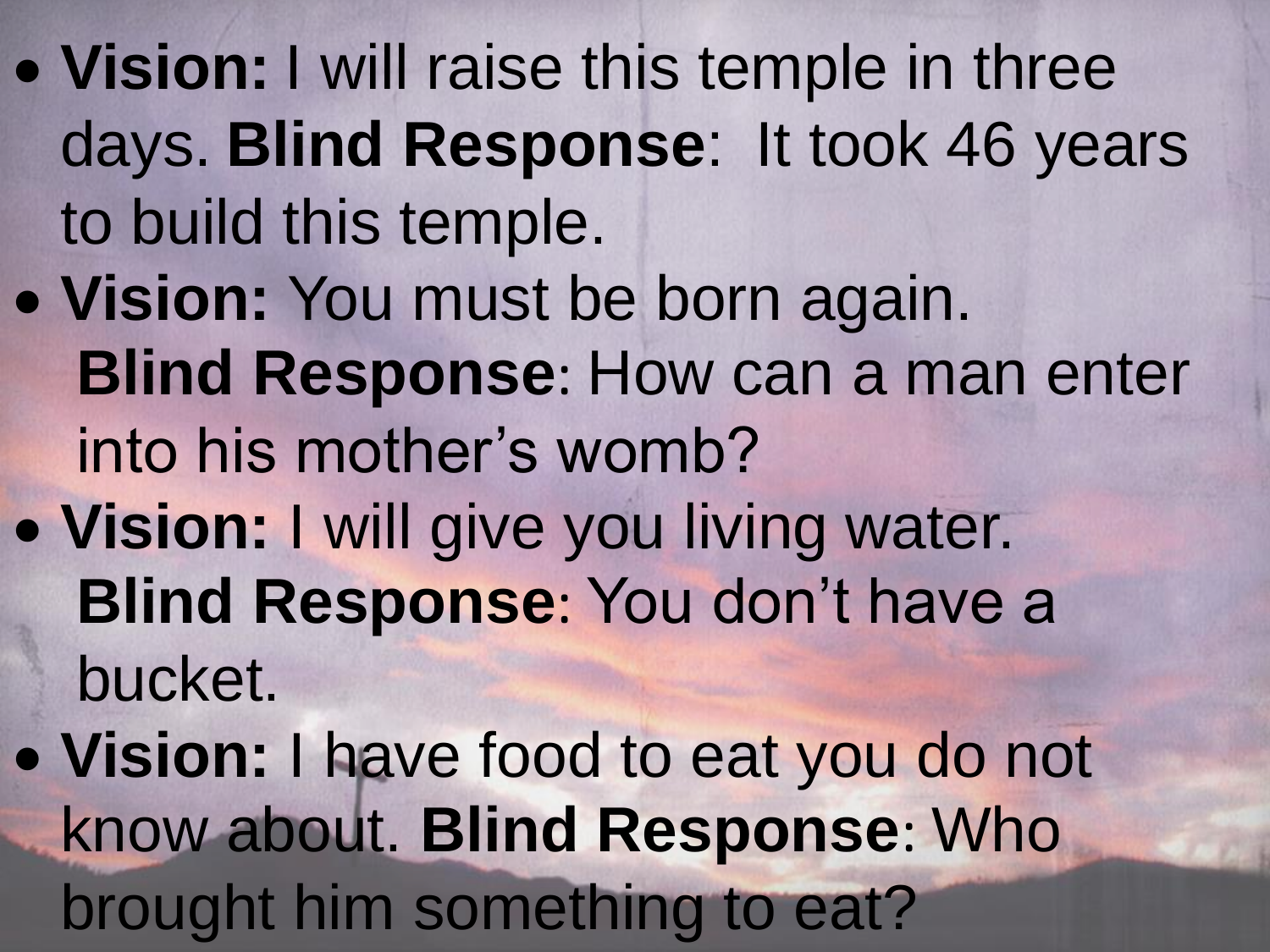- **Vision:** I will raise this temple in three days. **Blind Response**: It took 46 years to build this temple.
- **Vision:** You must be born again. **Blind Response**: How can a man enter into his mother's womb?
- **Vision:** I will give you living water. **Blind Response**: You don't have a bucket.
- **Vision:** I have food to eat you do not know about. **Blind Response**: Who brought him something to eat?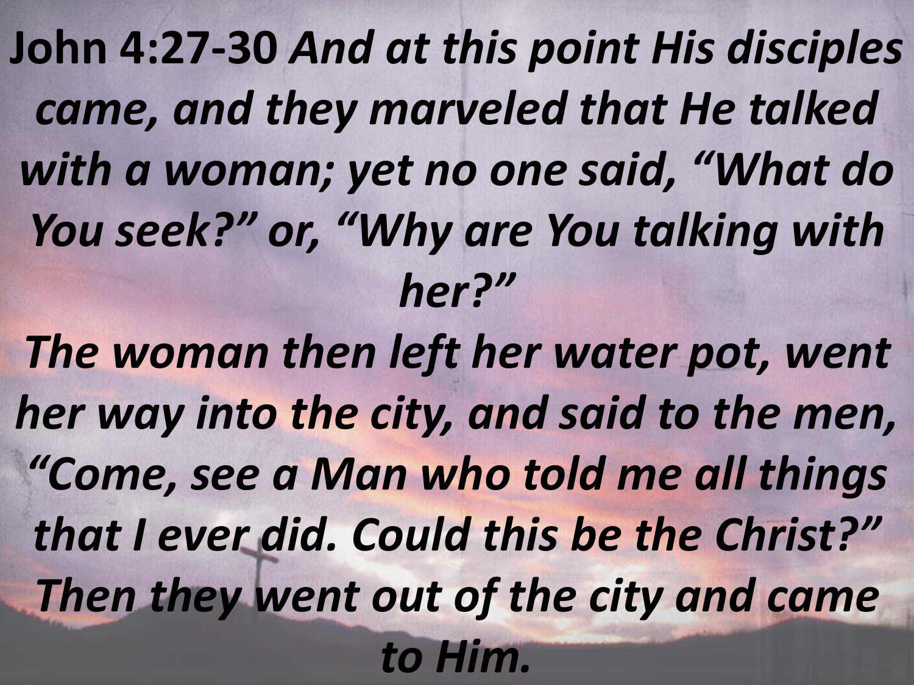**John 4:27-30** *And at this point His disciples came, and they marveled that He talked with a woman; yet no one said, "What do You seek?" or, "Why are You talking with her?"*

*The woman then left her water pot, went her way into the city, and said to the men, "Come, see a Man who told me all things that I ever did. Could this be the Christ?" Then they went out of the city and came to Him.*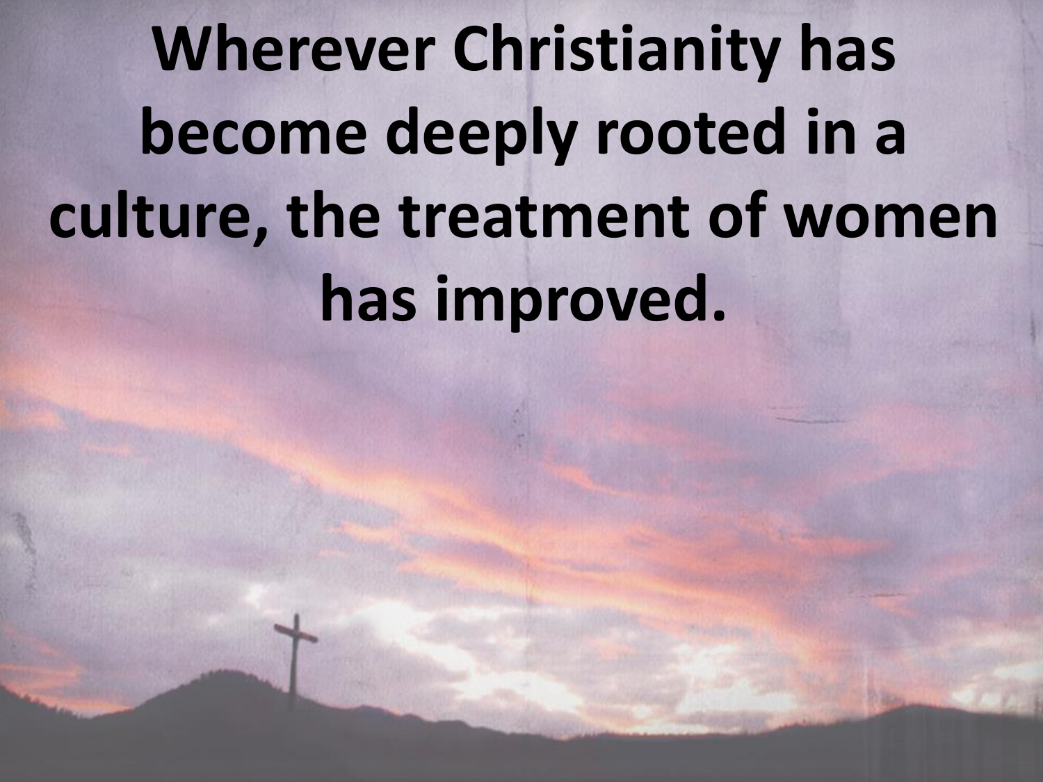**Wherever Christianity has become deeply rooted in a culture, the treatment of women has improved.**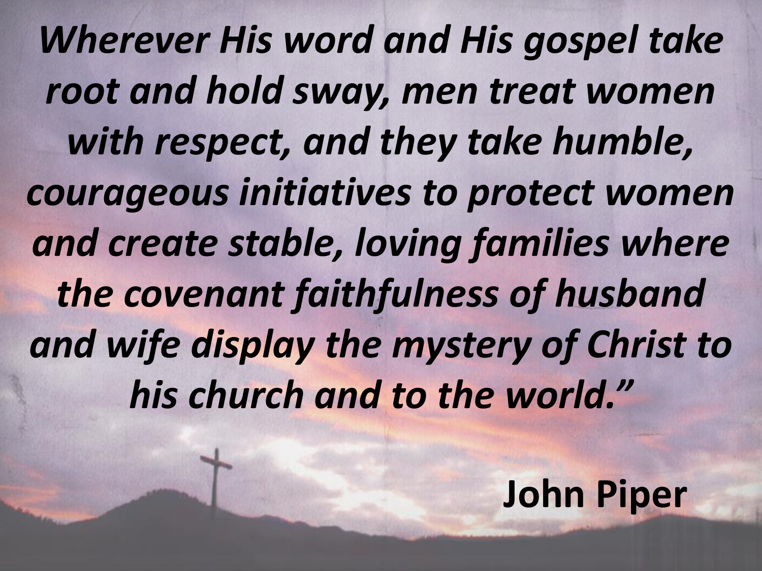*Wherever His word and His gospel take root and hold sway, men treat women with respect, and they take humble, courageous initiatives to protect women and create stable, loving families where the covenant faithfulness of husband and wife display the mystery of Christ to his church and to the world."*

**John Piper**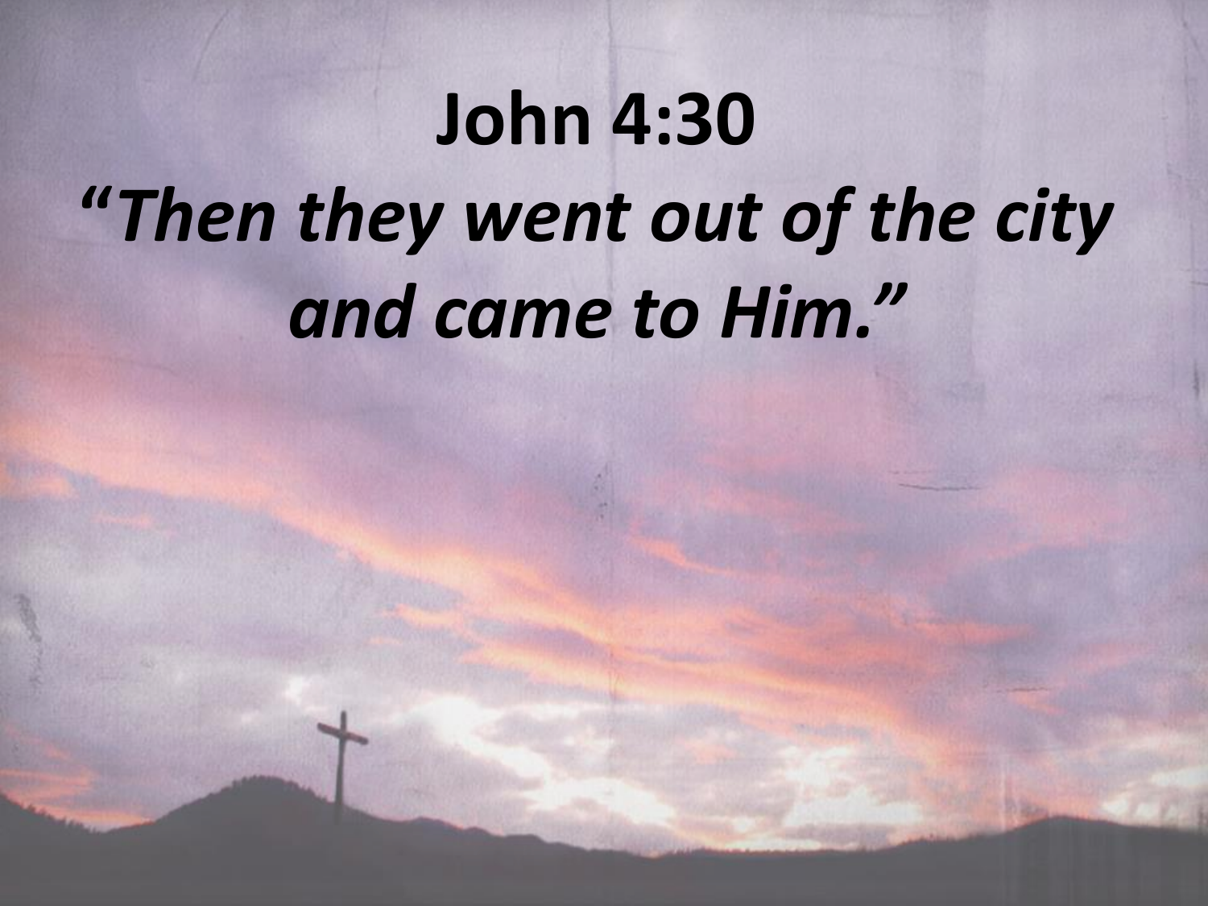# John 4:30

***"Then they went out of the city and came to Him."***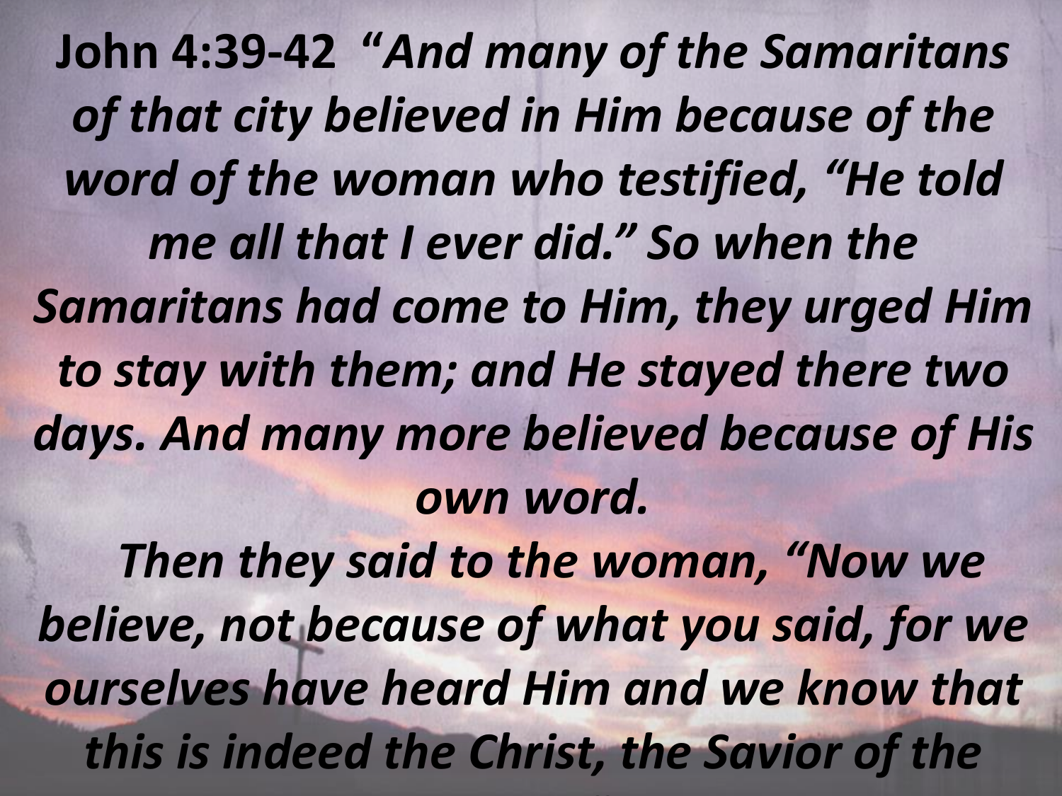**John 4:39-42** ***"And many of the Samaritans of that city believed in Him because of the word of the woman who testified, "He told me all that I ever did." So when the Samaritans had come to Him, they urged Him to stay with them; and He stayed there two days. And many more believed because of His own word.***

***Then they said to the woman, "Now we believe, not because of what you said, for we ourselves have heard Him and we know that this is indeed the Christ, the Savior of the***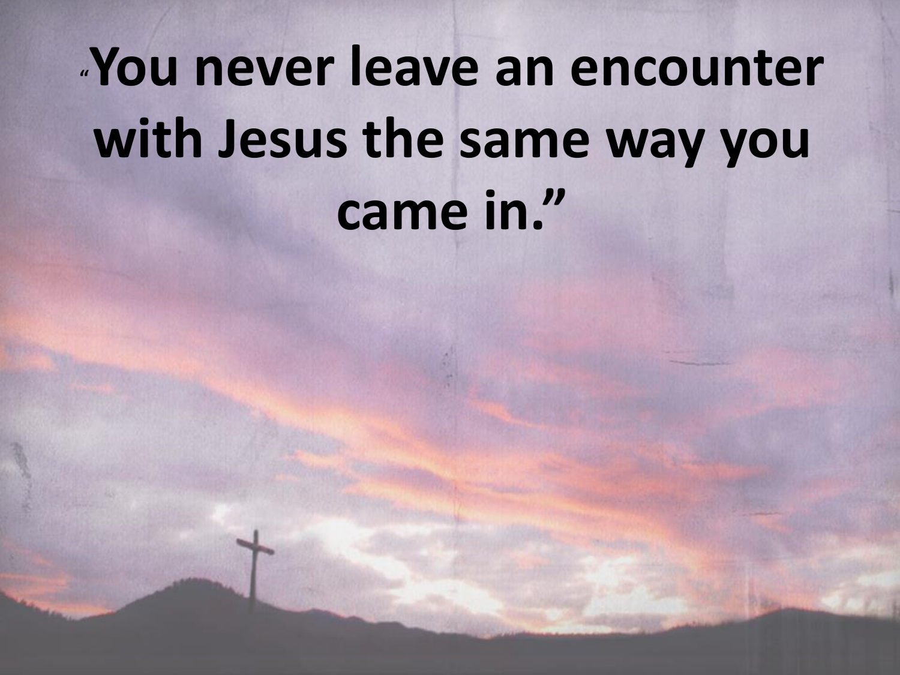**"You never leave an encounter with Jesus the same way you came in."**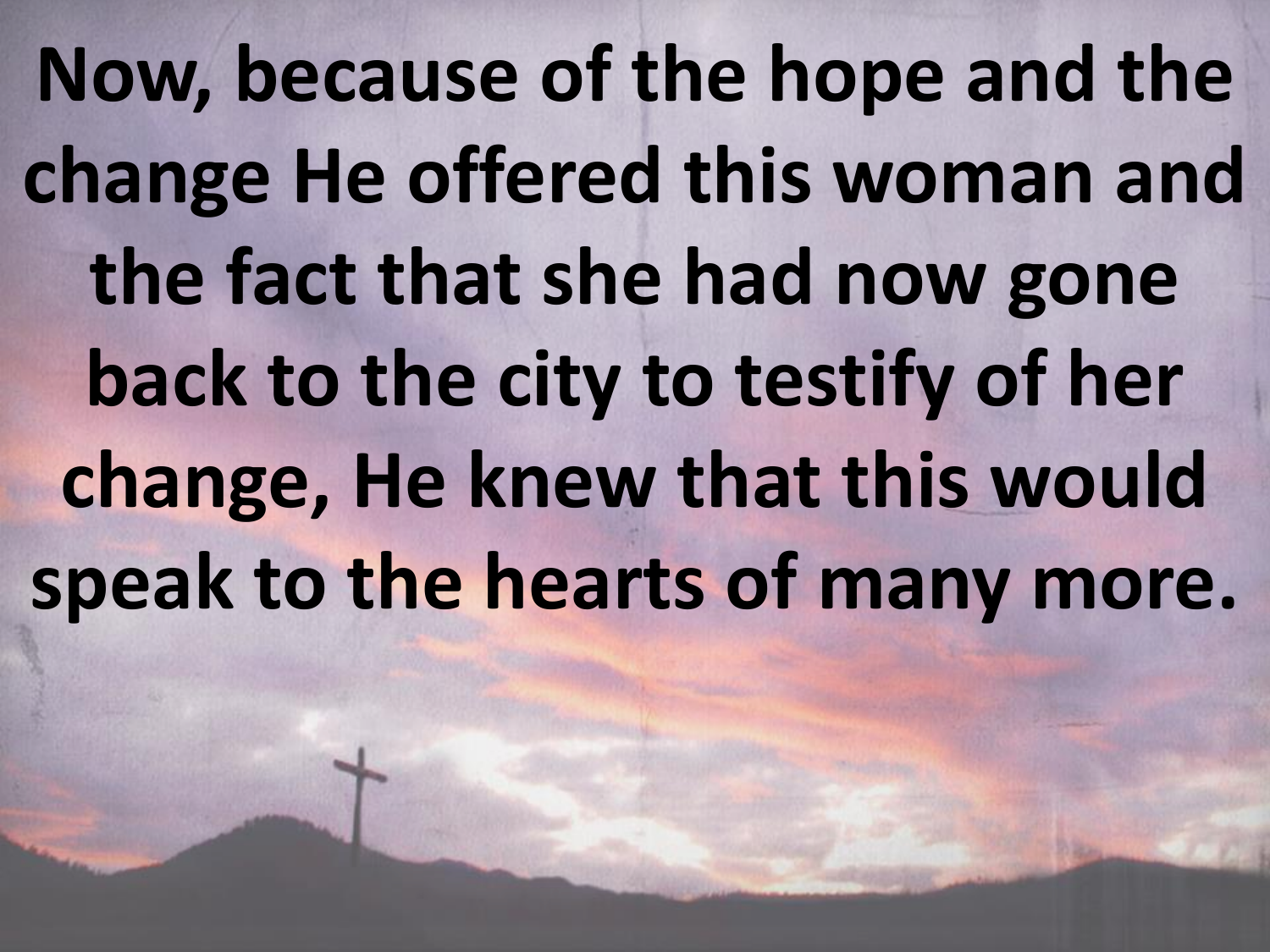**Now, because of the hope and the change He offered this woman and the fact that she had now gone back to the city to testify of her change, He knew that this would speak to the hearts of many more.**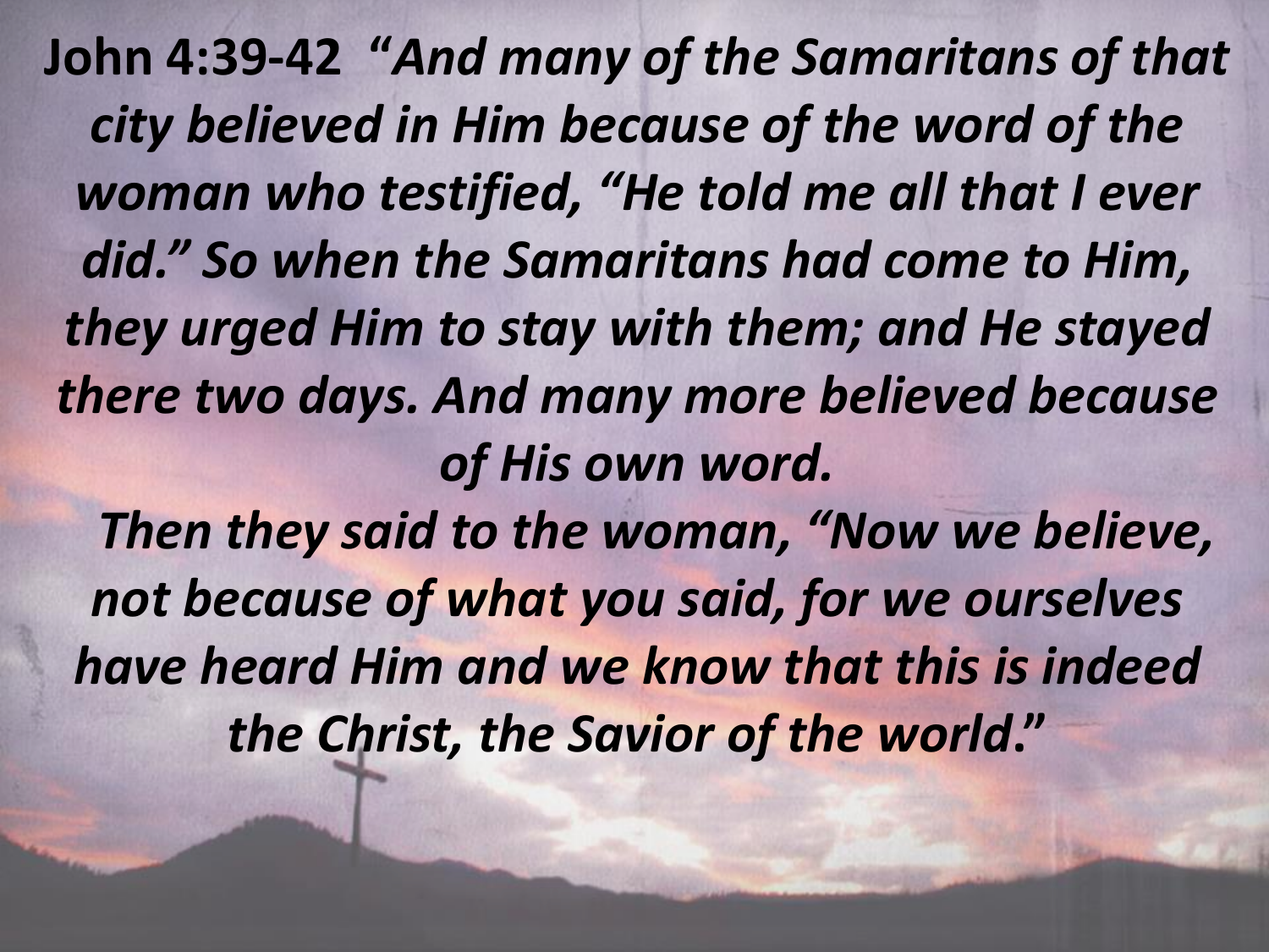**John 4:39-42** *"And many of the Samaritans of that city believed in Him because of the word of the woman who testified, "He told me all that I ever did." So when the Samaritans had come to Him, they urged Him to stay with them; and He stayed there two days. And many more believed because of His own word.*

*Then they said to the woman, "Now we believe, not because of what you said, for we ourselves have heard Him and we know that this is indeed the Christ, the Savior of the world."*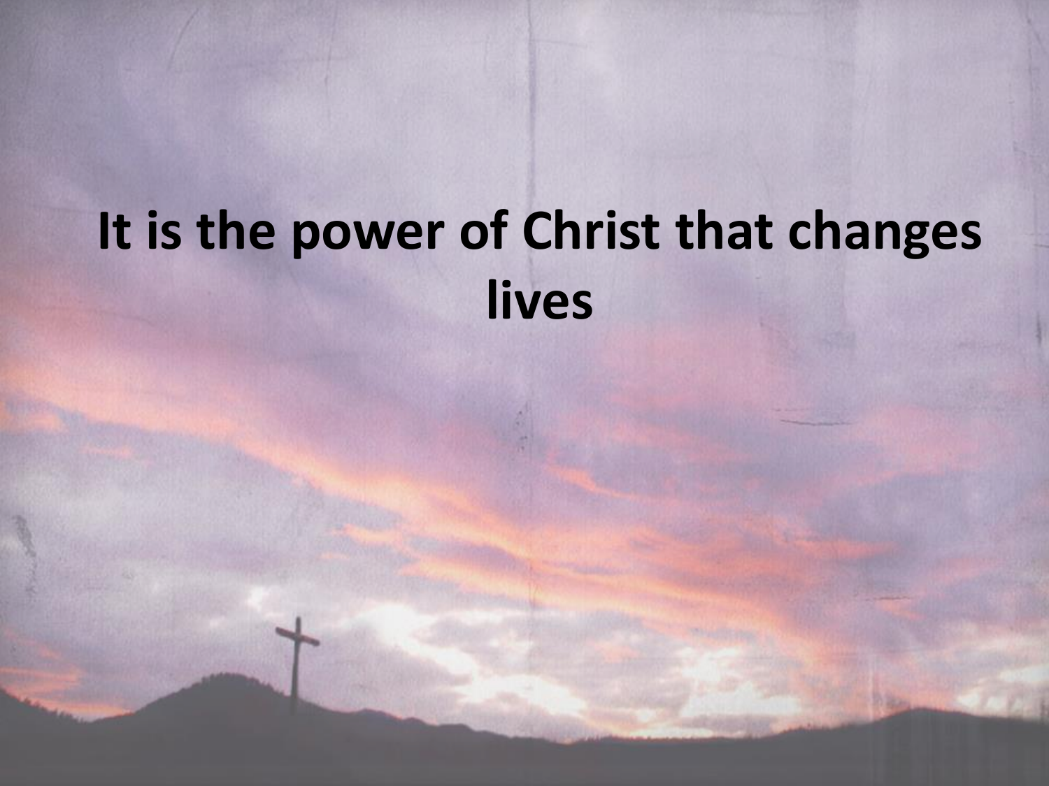**It is the power of Christ that changes lives**